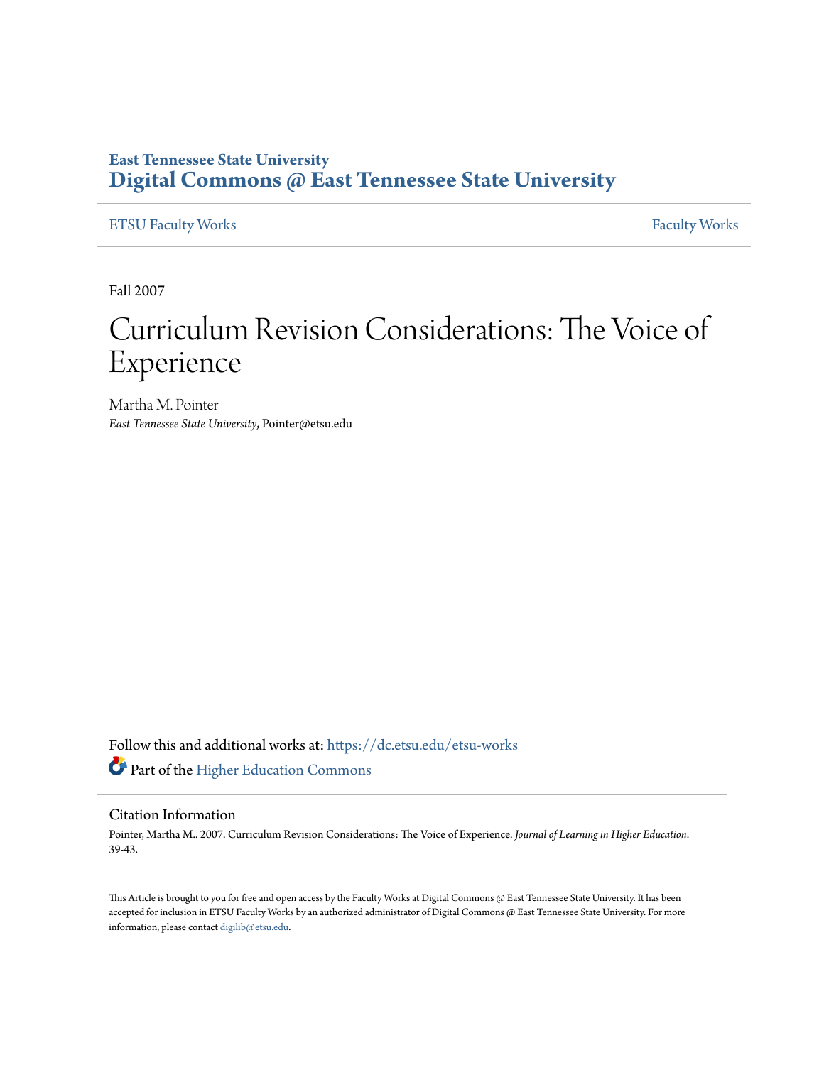East Tennessee State University

# Digital Commons @ East Tennessee State University

ETSU Faculty Works

Faculty Works

Fall 2007

# Curriculum Revision Considerations: The Voice of Experience

Martha M. Pointer
*East Tennessee State University*, Pointer@etsu.edu

Follow this and additional works at: https://dc.etsu.edu/etsu-works

Part of the Higher Education Commons

## Citation Information

Pointer, Martha M.. 2007. Curriculum Revision Considerations: The Voice of Experience. *Journal of Learning in Higher Education*. 39-43.

This Article is brought to you for free and open access by the Faculty Works at Digital Commons @ East Tennessee State University. It has been accepted for inclusion in ETSU Faculty Works by an authorized administrator of Digital Commons @ East Tennessee State University. For more information, please contact digilib@etsu.edu.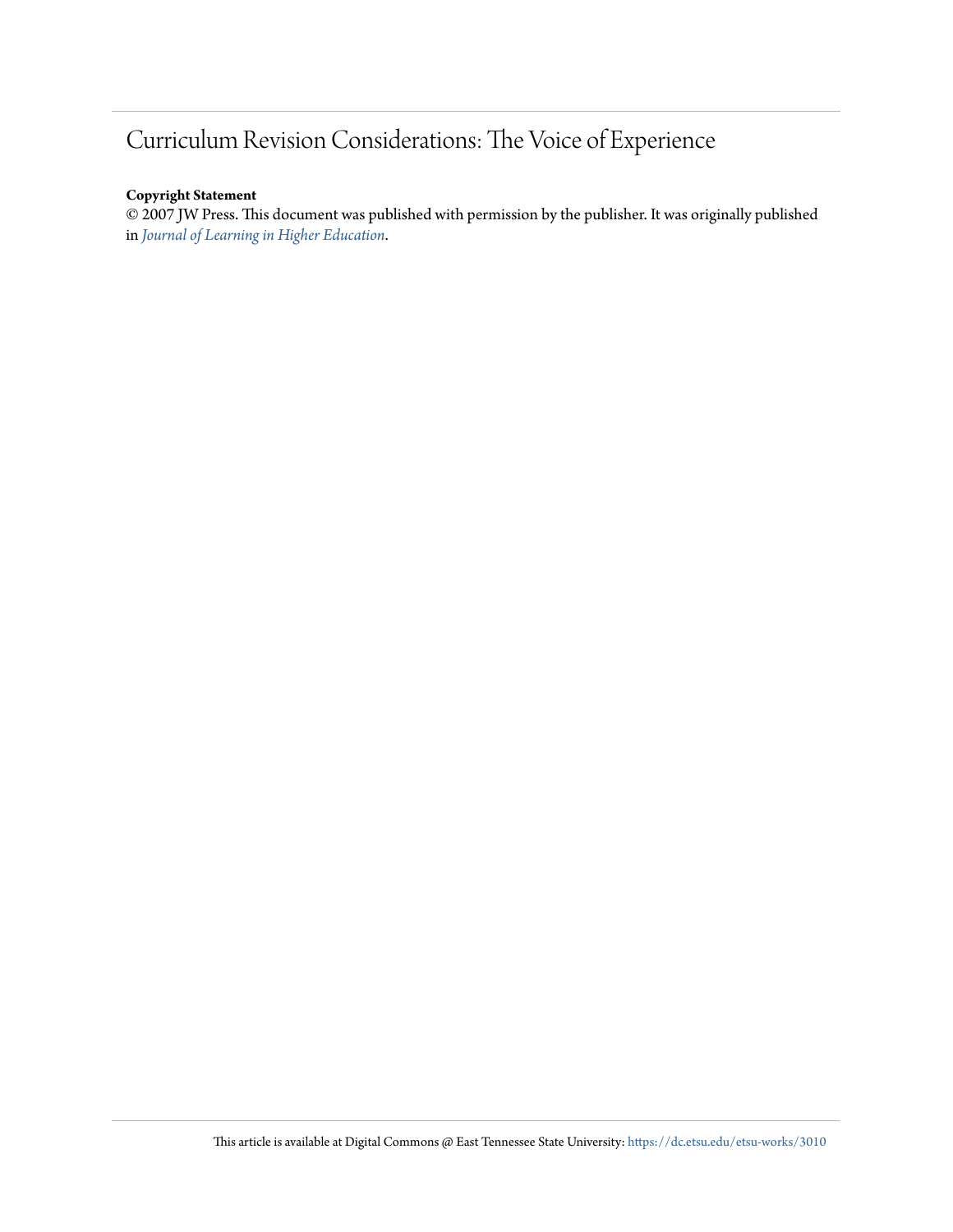# Curriculum Revision Considerations: The Voice of Experience

**Copyright Statement**

© 2007 JW Press. This document was published with permission by the publisher. It was originally published in *Journal of Learning in Higher Education*.

This article is available at Digital Commons @ East Tennessee State University: https://dc.etsu.edu/etsu-works/3010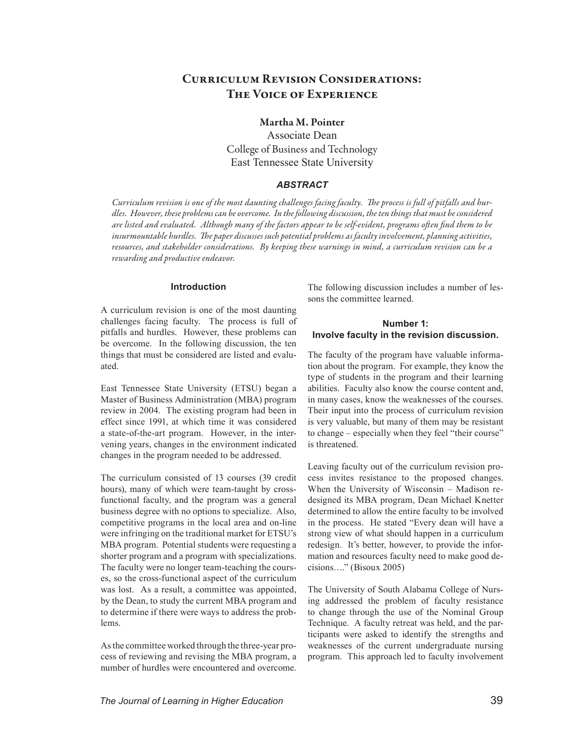# Curriculum Revision Considerations: The Voice of Experience

**Martha M. Pointer**
Associate Dean
College of Business and Technology
East Tennessee State University

### *ABSTRACT*

*Curriculum revision is one of the most daunting challenges facing faculty. The process is full of pitfalls and hurdles. However, these problems can be overcome. In the following discussion, the ten things that must be considered are listed and evaluated. Although many of the factors appear to be self-evident, programs often find them to be insurmountable hurdles. The paper discusses such potential problems as faculty involvement, planning activities, resources, and stakeholder considerations. By keeping these warnings in mind, a curriculum revision can be a rewarding and productive endeavor.*

## Introduction

A curriculum revision is one of the most daunting challenges facing faculty. The process is full of pitfalls and hurdles. However, these problems can be overcome. In the following discussion, the ten things that must be considered are listed and evaluated.

East Tennessee State University (ETSU) began a Master of Business Administration (MBA) program review in 2004. The existing program had been in effect since 1991, at which time it was considered a state-of-the-art program. However, in the intervening years, changes in the environment indicated changes in the program needed to be addressed.

The curriculum consisted of 13 courses (39 credit hours), many of which were team-taught by cross-functional faculty, and the program was a general business degree with no options to specialize. Also, competitive programs in the local area and on-line were infringing on the traditional market for ETSU's MBA program. Potential students were requesting a shorter program and a program with specializations. The faculty were no longer team-teaching the courses, so the cross-functional aspect of the curriculum was lost. As a result, a committee was appointed, by the Dean, to study the current MBA program and to determine if there were ways to address the problems.

As the committee worked through the three-year process of reviewing and revising the MBA program, a number of hurdles were encountered and overcome. The following discussion includes a number of lessons the committee learned.

## Number 1: Involve faculty in the revision discussion.

The faculty of the program have valuable information about the program. For example, they know the type of students in the program and their learning abilities. Faculty also know the course content and, in many cases, know the weaknesses of the courses. Their input into the process of curriculum revision is very valuable, but many of them may be resistant to change – especially when they feel "their course" is threatened.

Leaving faculty out of the curriculum revision process invites resistance to the proposed changes. When the University of Wisconsin – Madison redesigned its MBA program, Dean Michael Knetter determined to allow the entire faculty to be involved in the process. He stated "Every dean will have a strong view of what should happen in a curriculum redesign. It's better, however, to provide the information and resources faculty need to make good decisions…." (Bisoux 2005)

The University of South Alabama College of Nursing addressed the problem of faculty resistance to change through the use of the Nominal Group Technique. A faculty retreat was held, and the participants were asked to identify the strengths and weaknesses of the current undergraduate nursing program. This approach led to faculty involvement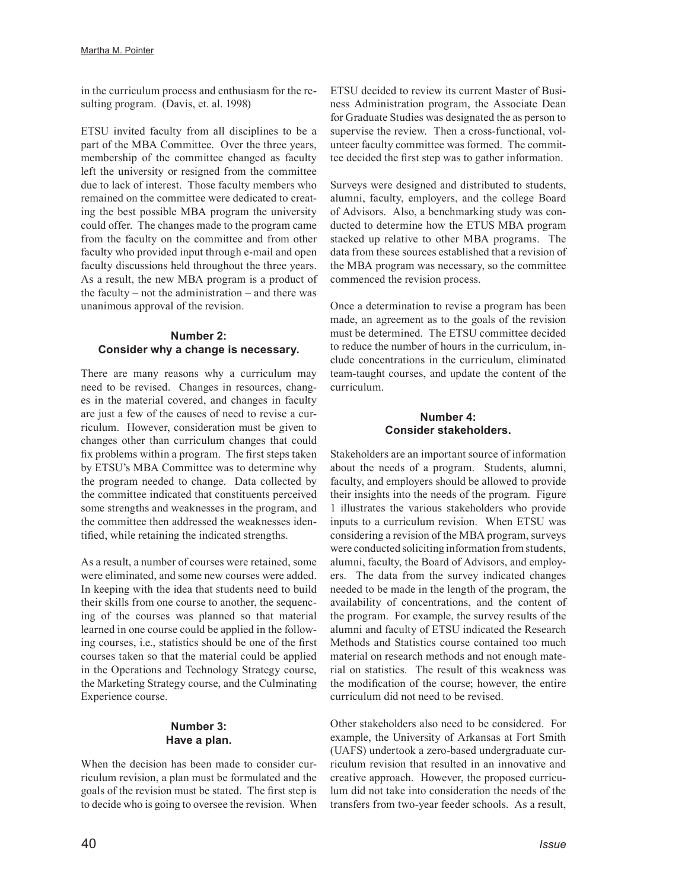in the curriculum process and enthusiasm for the resulting program. (Davis, et. al. 1998)

ETSU invited faculty from all disciplines to be a part of the MBA Committee. Over the three years, membership of the committee changed as faculty left the university or resigned from the committee due to lack of interest. Those faculty members who remained on the committee were dedicated to creating the best possible MBA program the university could offer. The changes made to the program came from the faculty on the committee and from other faculty who provided input through e-mail and open faculty discussions held throughout the three years. As a result, the new MBA program is a product of the faculty – not the administration – and there was unanimous approval of the revision.

### Number 2: Consider why a change is necessary.

There are many reasons why a curriculum may need to be revised. Changes in resources, changes in the material covered, and changes in faculty are just a few of the causes of need to revise a curriculum. However, consideration must be given to changes other than curriculum changes that could fix problems within a program. The first steps taken by ETSU's MBA Committee was to determine why the program needed to change. Data collected by the committee indicated that constituents perceived some strengths and weaknesses in the program, and the committee then addressed the weaknesses identified, while retaining the indicated strengths.

As a result, a number of courses were retained, some were eliminated, and some new courses were added. In keeping with the idea that students need to build their skills from one course to another, the sequencing of the courses was planned so that material learned in one course could be applied in the following courses, i.e., statistics should be one of the first courses taken so that the material could be applied in the Operations and Technology Strategy course, the Marketing Strategy course, and the Culminating Experience course.

### Number 3: Have a plan.

When the decision has been made to consider curriculum revision, a plan must be formulated and the goals of the revision must be stated. The first step is to decide who is going to oversee the revision. When ETSU decided to review its current Master of Business Administration program, the Associate Dean for Graduate Studies was designated the as person to supervise the review. Then a cross-functional, volunteer faculty committee was formed. The committee decided the first step was to gather information.

Surveys were designed and distributed to students, alumni, faculty, employers, and the college Board of Advisors. Also, a benchmarking study was conducted to determine how the ETUS MBA program stacked up relative to other MBA programs. The data from these sources established that a revision of the MBA program was necessary, so the committee commenced the revision process.

Once a determination to revise a program has been made, an agreement as to the goals of the revision must be determined. The ETSU committee decided to reduce the number of hours in the curriculum, include concentrations in the curriculum, eliminated team-taught courses, and update the content of the curriculum.

### Number 4: Consider stakeholders.

Stakeholders are an important source of information about the needs of a program. Students, alumni, faculty, and employers should be allowed to provide their insights into the needs of the program. Figure 1 illustrates the various stakeholders who provide inputs to a curriculum revision. When ETSU was considering a revision of the MBA program, surveys were conducted soliciting information from students, alumni, faculty, the Board of Advisors, and employers. The data from the survey indicated changes needed to be made in the length of the program, the availability of concentrations, and the content of the program. For example, the survey results of the alumni and faculty of ETSU indicated the Research Methods and Statistics course contained too much material on research methods and not enough material on statistics. The result of this weakness was the modification of the course; however, the entire curriculum did not need to be revised.

Other stakeholders also need to be considered. For example, the University of Arkansas at Fort Smith (UAFS) undertook a zero-based undergraduate curriculum revision that resulted in an innovative and creative approach. However, the proposed curriculum did not take into consideration the needs of the transfers from two-year feeder schools. As a result,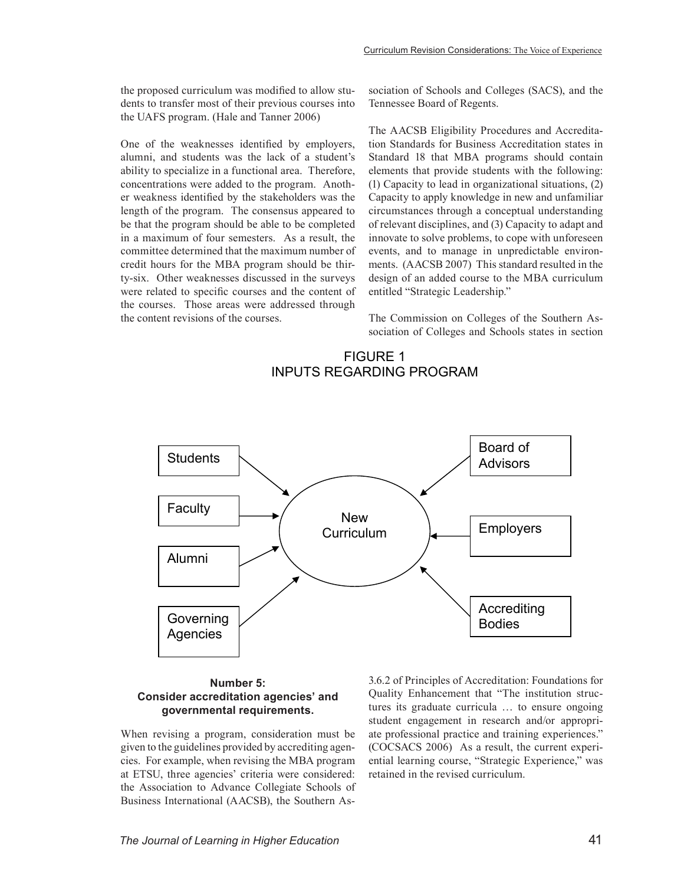the proposed curriculum was modified to allow students to transfer most of their previous courses into the UAFS program. (Hale and Tanner 2006)

One of the weaknesses identified by employers, alumni, and students was the lack of a student's ability to specialize in a functional area. Therefore, concentrations were added to the program. Another weakness identified by the stakeholders was the length of the program. The consensus appeared to be that the program should be able to be completed in a maximum of four semesters. As a result, the committee determined that the maximum number of credit hours for the MBA program should be thirty-six. Other weaknesses discussed in the surveys were related to specific courses and the content of the courses. Those areas were addressed through the content revisions of the courses.

FIGURE 1
INPUTS REGARDING PROGRAM

Students, Faculty, Alumni, Governing Agencies, Board of Advisors, Employers, Accrediting Bodies → New Curriculum

### Number 5: Consider accreditation agencies' and governmental requirements.

When revising a program, consideration must be given to the guidelines provided by accrediting agencies. For example, when revising the MBA program at ETSU, three agencies' criteria were considered: the Association to Advance Collegiate Schools of Business International (AACSB), the Southern Association of Schools and Colleges (SACS), and the Tennessee Board of Regents.

The AACSB Eligibility Procedures and Accreditation Standards for Business Accreditation states in Standard 18 that MBA programs should contain elements that provide students with the following: (1) Capacity to lead in organizational situations, (2) Capacity to apply knowledge in new and unfamiliar circumstances through a conceptual understanding of relevant disciplines, and (3) Capacity to adapt and innovate to solve problems, to cope with unforeseen events, and to manage in unpredictable environments. (AACSB 2007) This standard resulted in the design of an added course to the MBA curriculum entitled "Strategic Leadership."

The Commission on Colleges of the Southern Association of Colleges and Schools states in section 3.6.2 of Principles of Accreditation: Foundations for Quality Enhancement that "The institution structures its graduate curricula … to ensure ongoing student engagement in research and/or appropriate professional practice and training experiences." (COCSACS 2006) As a result, the current experiential learning course, "Strategic Experience," was retained in the revised curriculum.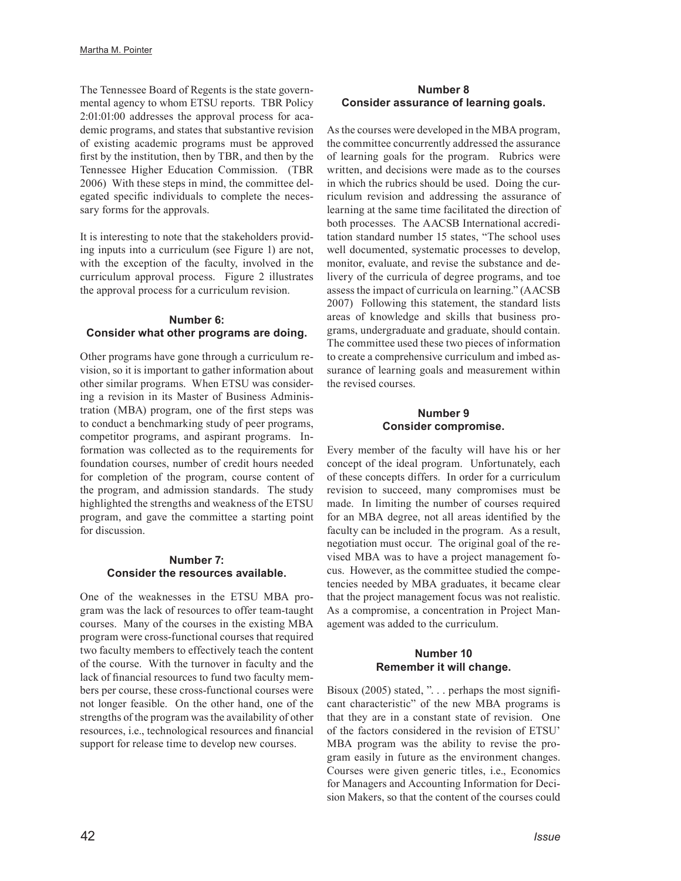The Tennessee Board of Regents is the state governmental agency to whom ETSU reports. TBR Policy 2:01:01:00 addresses the approval process for academic programs, and states that substantive revision of existing academic programs must be approved first by the institution, then by TBR, and then by the Tennessee Higher Education Commission. (TBR 2006) With these steps in mind, the committee delegated specific individuals to complete the necessary forms for the approvals.

It is interesting to note that the stakeholders providing inputs into a curriculum (see Figure 1) are not, with the exception of the faculty, involved in the curriculum approval process. Figure 2 illustrates the approval process for a curriculum revision.

### Number 6: Consider what other programs are doing.

Other programs have gone through a curriculum revision, so it is important to gather information about other similar programs. When ETSU was considering a revision in its Master of Business Administration (MBA) program, one of the first steps was to conduct a benchmarking study of peer programs, competitor programs, and aspirant programs. Information was collected as to the requirements for foundation courses, number of credit hours needed for completion of the program, course content of the program, and admission standards. The study highlighted the strengths and weakness of the ETSU program, and gave the committee a starting point for discussion.

### Number 7: Consider the resources available.

One of the weaknesses in the ETSU MBA program was the lack of resources to offer team-taught courses. Many of the courses in the existing MBA program were cross-functional courses that required two faculty members to effectively teach the content of the course. With the turnover in faculty and the lack of financial resources to fund two faculty members per course, these cross-functional courses were not longer feasible. On the other hand, one of the strengths of the program was the availability of other resources, i.e., technological resources and financial support for release time to develop new courses.

### Number 8 Consider assurance of learning goals.

As the courses were developed in the MBA program, the committee concurrently addressed the assurance of learning goals for the program. Rubrics were written, and decisions were made as to the courses in which the rubrics should be used. Doing the curriculum revision and addressing the assurance of learning at the same time facilitated the direction of both processes. The AACSB International accreditation standard number 15 states, "The school uses well documented, systematic processes to develop, monitor, evaluate, and revise the substance and delivery of the curricula of degree programs, and toe assess the impact of curricula on learning." (AACSB 2007) Following this statement, the standard lists areas of knowledge and skills that business programs, undergraduate and graduate, should contain. The committee used these two pieces of information to create a comprehensive curriculum and imbed assurance of learning goals and measurement within the revised courses.

### Number 9 Consider compromise.

Every member of the faculty will have his or her concept of the ideal program. Unfortunately, each of these concepts differs. In order for a curriculum revision to succeed, many compromises must be made. In limiting the number of courses required for an MBA degree, not all areas identified by the faculty can be included in the program. As a result, negotiation must occur. The original goal of the revised MBA was to have a project management focus. However, as the committee studied the competencies needed by MBA graduates, it became clear that the project management focus was not realistic. As a compromise, a concentration in Project Management was added to the curriculum.

### Number 10 Remember it will change.

Bisoux (2005) stated, ". . . perhaps the most significant characteristic" of the new MBA programs is that they are in a constant state of revision. One of the factors considered in the revision of ETSU' MBA program was the ability to revise the program easily in future as the environment changes. Courses were given generic titles, i.e., Economics for Managers and Accounting Information for Decision Makers, so that the content of the courses could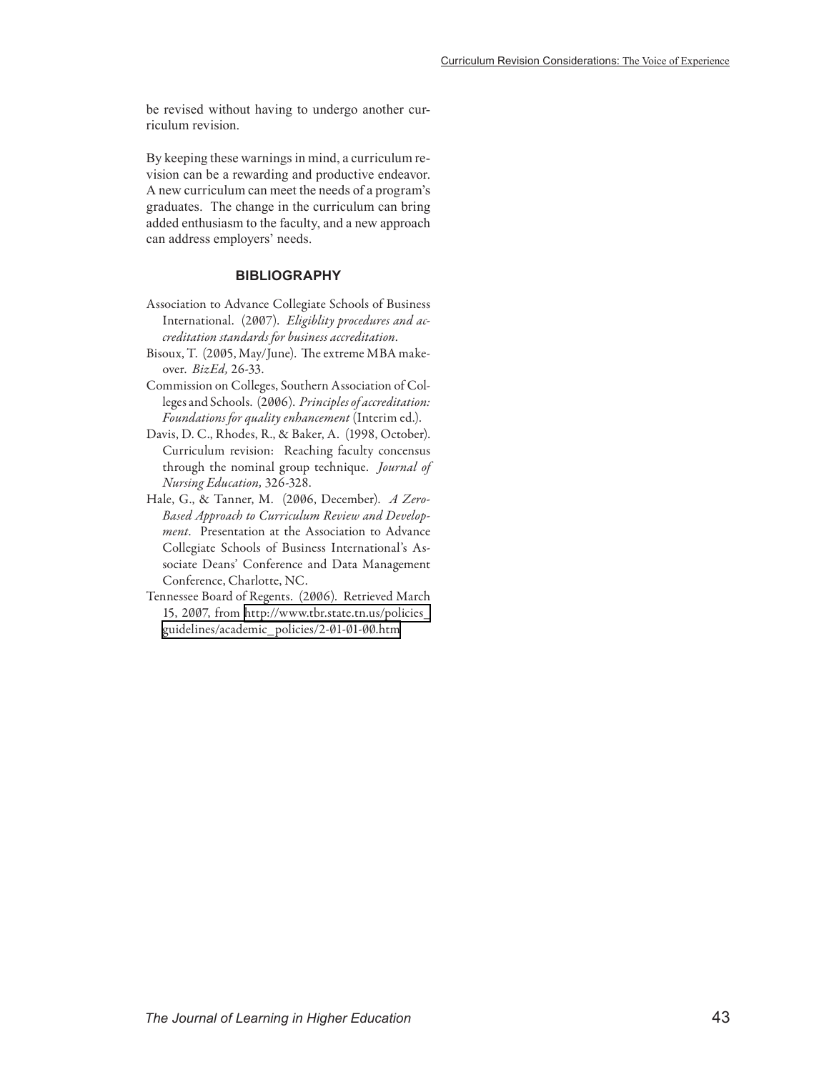be revised without having to undergo another curriculum revision.

By keeping these warnings in mind, a curriculum revision can be a rewarding and productive endeavor. A new curriculum can meet the needs of a program's graduates. The change in the curriculum can bring added enthusiasm to the faculty, and a new approach can address employers' needs.

## BIBLIOGRAPHY

Association to Advance Collegiate Schools of Business International. (2007). *Eligiblity procedures and accreditation standards for business accreditation*.

Bisoux, T. (2005, May/June). The extreme MBA makeover. *BizEd,* 26-33.

Commission on Colleges, Southern Association of Colleges and Schools. (2006). *Principles of accreditation: Foundations for quality enhancement* (Interim ed.).

Davis, D. C., Rhodes, R., & Baker, A. (1998, October). Curriculum revision: Reaching faculty concensus through the nominal group technique. *Journal of Nursing Education,* 326-328.

Hale, G., & Tanner, M. (2006, December). *A Zero-Based Approach to Curriculum Review and Development*. Presentation at the Association to Advance Collegiate Schools of Business International's Associate Deans' Conference and Data Management Conference, Charlotte, NC.

Tennessee Board of Regents. (2006). Retrieved March 15, 2007, from http://www.tbr.state.tn.us/policies_guidelines/academic_policies/2-01-01-00.htm